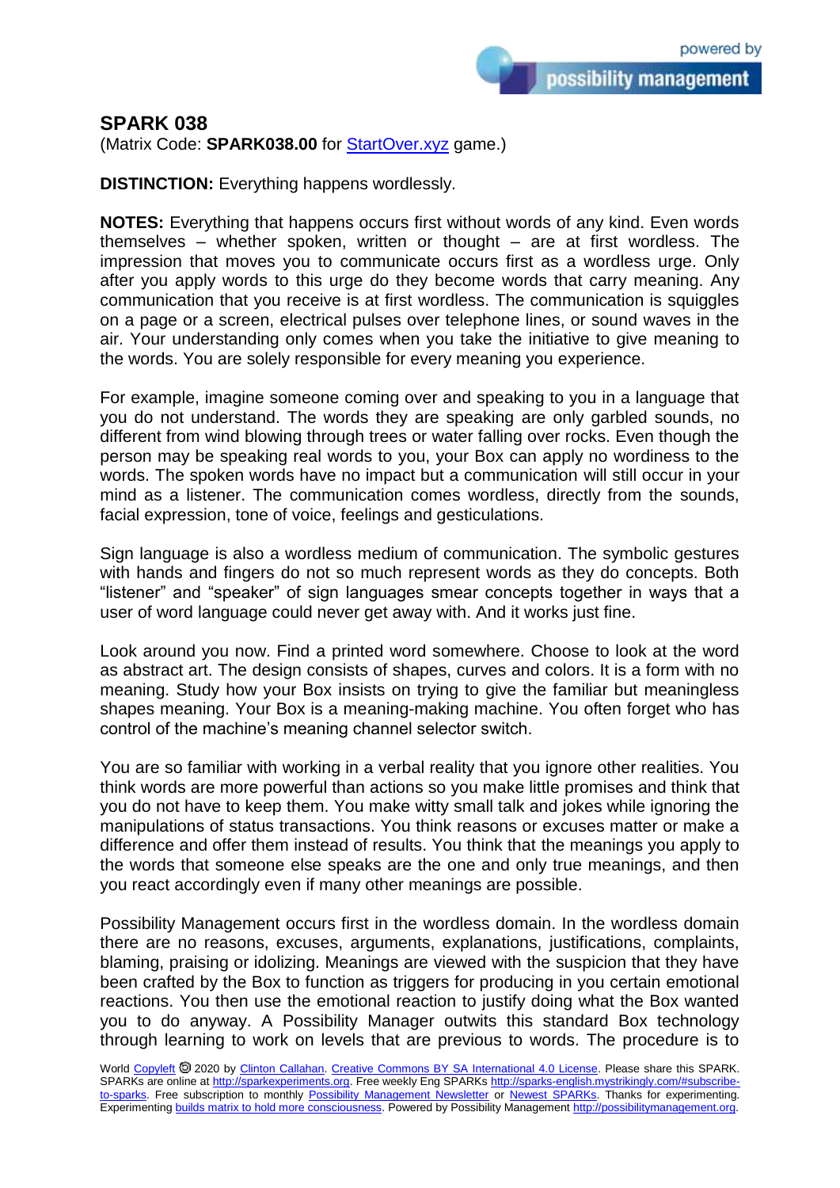## SPARK 038

(Matrix Code: **SPARK038.00** for [StartOver.xyz](StartOver.xyz) game.)

**DISTINCTION:** Everything happens wordlessly.

**NOTES:** Everything that happens occurs first without words of any kind. Even words themselves – whether spoken, written or thought – are at first wordless. The impression that moves you to communicate occurs first as a wordless urge. Only after you apply words to this urge do they become words that carry meaning. Any communication that you receive is at first wordless. The communication is squiggles on a page or a screen, electrical pulses over telephone lines, or sound waves in the air. Your understanding only comes when you take the initiative to give meaning to the words. You are solely responsible for every meaning you experience.

For example, imagine someone coming over and speaking to you in a language that you do not understand. The words they are speaking are only garbled sounds, no different from wind blowing through trees or water falling over rocks. Even though the person may be speaking real words to you, your Box can apply no wordiness to the words. The spoken words have no impact but a communication will still occur in your mind as a listener. The communication comes wordless, directly from the sounds, facial expression, tone of voice, feelings and gesticulations.

Sign language is also a wordless medium of communication. The symbolic gestures with hands and fingers do not so much represent words as they do concepts. Both "listener" and "speaker" of sign languages smear concepts together in ways that a user of word language could never get away with. And it works just fine.

Look around you now. Find a printed word somewhere. Choose to look at the word as abstract art. The design consists of shapes, curves and colors. It is a form with no meaning. Study how your Box insists on trying to give the familiar but meaningless shapes meaning. Your Box is a meaning-making machine. You often forget who has control of the machine's meaning channel selector switch.

You are so familiar with working in a verbal reality that you ignore other realities. You think words are more powerful than actions so you make little promises and think that you do not have to keep them. You make witty small talk and jokes while ignoring the manipulations of status transactions. You think reasons or excuses matter or make a difference and offer them instead of results. You think that the meanings you apply to the words that someone else speaks are the one and only true meanings, and then you react accordingly even if many other meanings are possible.

Possibility Management occurs first in the wordless domain. In the wordless domain there are no reasons, excuses, arguments, explanations, justifications, complaints, blaming, praising or idolizing. Meanings are viewed with the suspicion that they have been crafted by the Box to function as triggers for producing in you certain emotional reactions. You then use the emotional reaction to justify doing what the Box wanted you to do anyway. A Possibility Manager outwits this standard Box technology through learning to work on levels that are previous to words. The procedure is to

World Copyleft 🄯 2020 by Clinton Callahan. Creative Commons BY SA International 4.0 License. Please share this SPARK. SPARKs are online at http://sparkexperiments.org. Free weekly Eng SPARKs http://sparks-english.mystrikingly.com/#subscribe-to-sparks. Free subscription to monthly Possibility Management Newsletter or Newest SPARKs. Thanks for experimenting. Experimenting builds matrix to hold more consciousness. Powered by Possibility Management http://possibilitymanagement.org.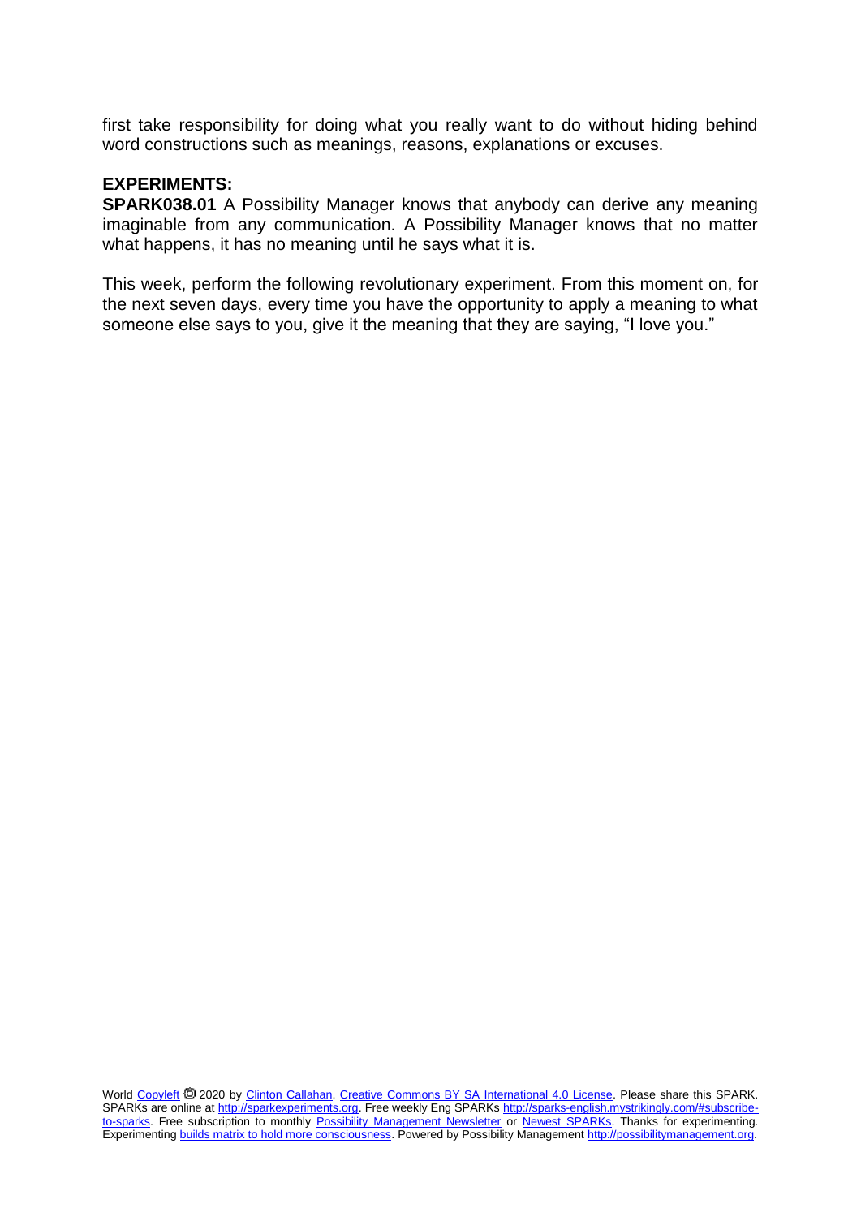first take responsibility for doing what you really want to do without hiding behind word constructions such as meanings, reasons, explanations or excuses.

**EXPERIMENTS:**

**SPARK038.01** A Possibility Manager knows that anybody can derive any meaning imaginable from any communication. A Possibility Manager knows that no matter what happens, it has no meaning until he says what it is.

This week, perform the following revolutionary experiment. From this moment on, for the next seven days, every time you have the opportunity to apply a meaning to what someone else says to you, give it the meaning that they are saying, "I love you."